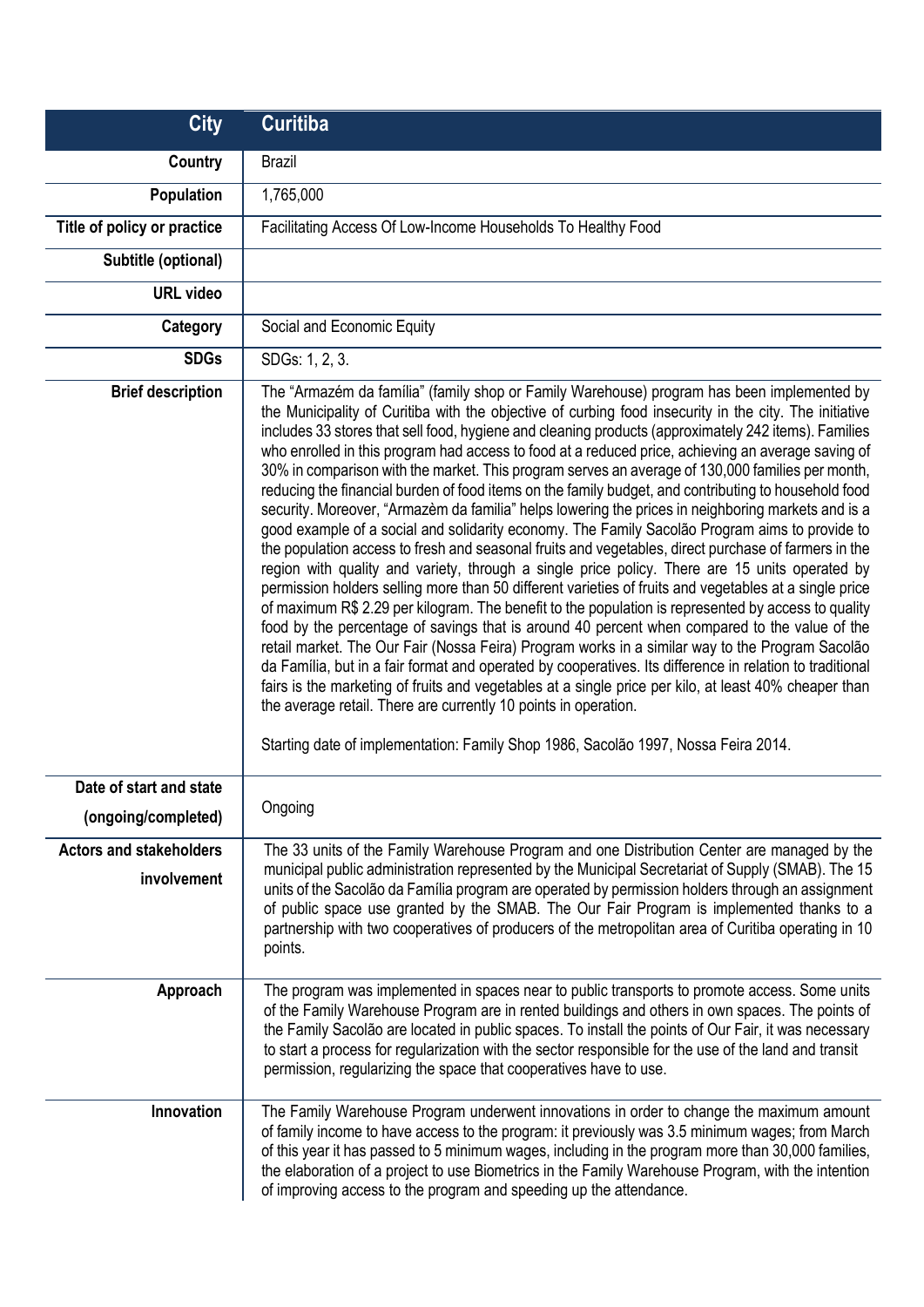| City | Curitiba |
|---|---|
| Country | Brazil |
| Population | 1,765,000 |
| Title of policy or practice | Facilitating Access Of Low-Income Households To Healthy Food |
| Subtitle (optional) | |
| URL video | |
| Category | Social and Economic Equity |
| SDGs | SDGs: 1, 2, 3. |
| Brief description | The "Armazém da família" (family shop or Family Warehouse) program has been implemented by the Municipality of Curitiba with the objective of curbing food insecurity in the city. The initiative includes 33 stores that sell food, hygiene and cleaning products (approximately 242 items). Families who enrolled in this program had access to food at a reduced price, achieving an average saving of 30% in comparison with the market. This program serves an average of 130,000 families per month, reducing the financial burden of food items on the family budget, and contributing to household food security. Moreover, "Armazèm da familia" helps lowering the prices in neighboring markets and is a good example of a social and solidarity economy. The Family Sacolão Program aims to provide to the population access to fresh and seasonal fruits and vegetables, direct purchase of farmers in the region with quality and variety, through a single price policy. There are 15 units operated by permission holders selling more than 50 different varieties of fruits and vegetables at a single price of maximum R$ 2.29 per kilogram. The benefit to the population is represented by access to quality food by the percentage of savings that is around 40 percent when compared to the value of the retail market. The Our Fair (Nossa Feira) Program works in a similar way to the Program Sacolão da Família, but in a fair format and operated by cooperatives. Its difference in relation to traditional fairs is the marketing of fruits and vegetables at a single price per kilo, at least 40% cheaper than the average retail. There are currently 10 points in operation.<br><br>Starting date of implementation: Family Shop 1986, Sacolão 1997, Nossa Feira 2014. |
| Date of start and state (ongoing/completed) | Ongoing |
| Actors and stakeholders involvement | The 33 units of the Family Warehouse Program and one Distribution Center are managed by the municipal public administration represented by the Municipal Secretariat of Supply (SMAB). The 15 units of the Sacolão da Família program are operated by permission holders through an assignment of public space use granted by the SMAB. The Our Fair Program is implemented thanks to a partnership with two cooperatives of producers of the metropolitan area of Curitiba operating in 10 points. |
| Approach | The program was implemented in spaces near to public transports to promote access. Some units of the Family Warehouse Program are in rented buildings and others in own spaces. The points of the Family Sacolão are located in public spaces. To install the points of Our Fair, it was necessary to start a process for regularization with the sector responsible for the use of the land and transit permission, regularizing the space that cooperatives have to use. |
| Innovation | The Family Warehouse Program underwent innovations in order to change the maximum amount of family income to have access to the program: it previously was 3.5 minimum wages; from March of this year it has passed to 5 minimum wages, including in the program more than 30,000 families, the elaboration of a project to use Biometrics in the Family Warehouse Program, with the intention of improving access to the program and speeding up the attendance. |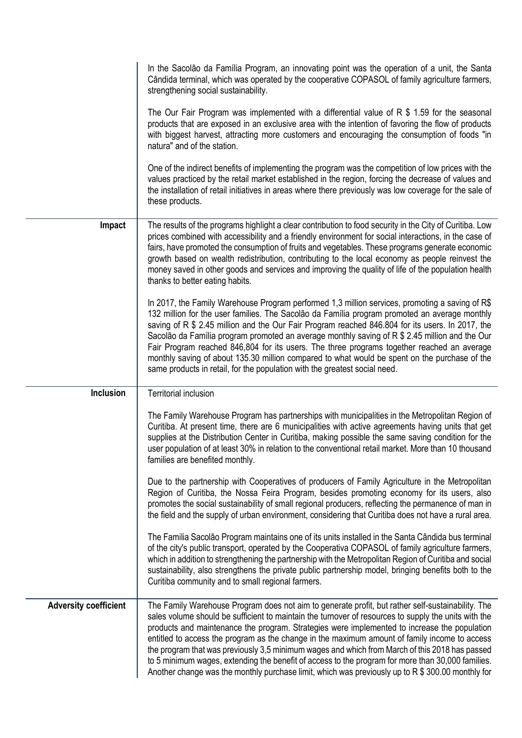| | |
|---|---|
| | In the Sacolão da Família Program, an innovating point was the operation of a unit, the Santa Cândida terminal, which was operated by the cooperative COPASOL of family agriculture farmers, strengthening social sustainability.<br><br>The Our Fair Program was implemented with a differential value of R $ 1.59 for the seasonal products that are exposed in an exclusive area with the intention of favoring the flow of products with biggest harvest, attracting more customers and encouraging the consumption of foods "in natura" and of the station.<br><br>One of the indirect benefits of implementing the program was the competition of low prices with the values practiced by the retail market established in the region, forcing the decrease of values and the installation of retail initiatives in areas where there previously was low coverage for the sale of these products. |
| **Impact** | The results of the programs highlight a clear contribution to food security in the City of Curitiba. Low prices combined with accessibility and a friendly environment for social interactions, in the case of fairs, have promoted the consumption of fruits and vegetables. These programs generate economic growth based on wealth redistribution, contributing to the local economy as people reinvest the money saved in other goods and services and improving the quality of life of the population health thanks to better eating habits.<br><br>In 2017, the Family Warehouse Program performed 1,3 million services, promoting a saving of R$ 132 million for the user families. The Sacolão da Família program promoted an average monthly saving of R $ 2.45 million and the Our Fair Program reached 846.804 for its users. In 2017, the Sacolão da Família program promoted an average monthly saving of R $ 2.45 million and the Our Fair Program reached 846,804 for its users. The three programs together reached an average monthly saving of about 135.30 million compared to what would be spent on the purchase of the same products in retail, for the population with the greatest social need. |
| **Inclusion** | Territorial inclusion<br><br>The Family Warehouse Program has partnerships with municipalities in the Metropolitan Region of Curitiba. At present time, there are 6 municipalities with active agreements having units that get supplies at the Distribution Center in Curitiba, making possible the same saving condition for the user population of at least 30% in relation to the conventional retail market. More than 10 thousand families are benefited monthly.<br><br>Due to the partnership with Cooperatives of producers of Family Agriculture in the Metropolitan Region of Curitiba, the Nossa Feira Program, besides promoting economy for its users, also promotes the social sustainability of small regional producers, reflecting the permanence of man in the field and the supply of urban environment, considering that Curitiba does not have a rural area.<br><br>The Familia Sacolão Program maintains one of its units installed in the Santa Cândida bus terminal of the city's public transport, operated by the Cooperativa COPASOL of family agriculture farmers, which in addition to strengthening the partnership with the Metropolitan Region of Curitiba and social sustainability, also strengthens the private public partnership model, bringing benefits both to the Curitiba community and to small regional farmers. |
| **Adversity coefficient** | The Family Warehouse Program does not aim to generate profit, but rather self-sustainability. The sales volume should be sufficient to maintain the turnover of resources to supply the units with the products and maintenance the program. Strategies were implemented to increase the population entitled to access the program as the change in the maximum amount of family income to access the program that was previously 3,5 minimum wages and which from March of this 2018 has passed to 5 minimum wages, extending the benefit of access to the program for more than 30,000 families. Another change was the monthly purchase limit, which was previously up to R $ 300.00 monthly for |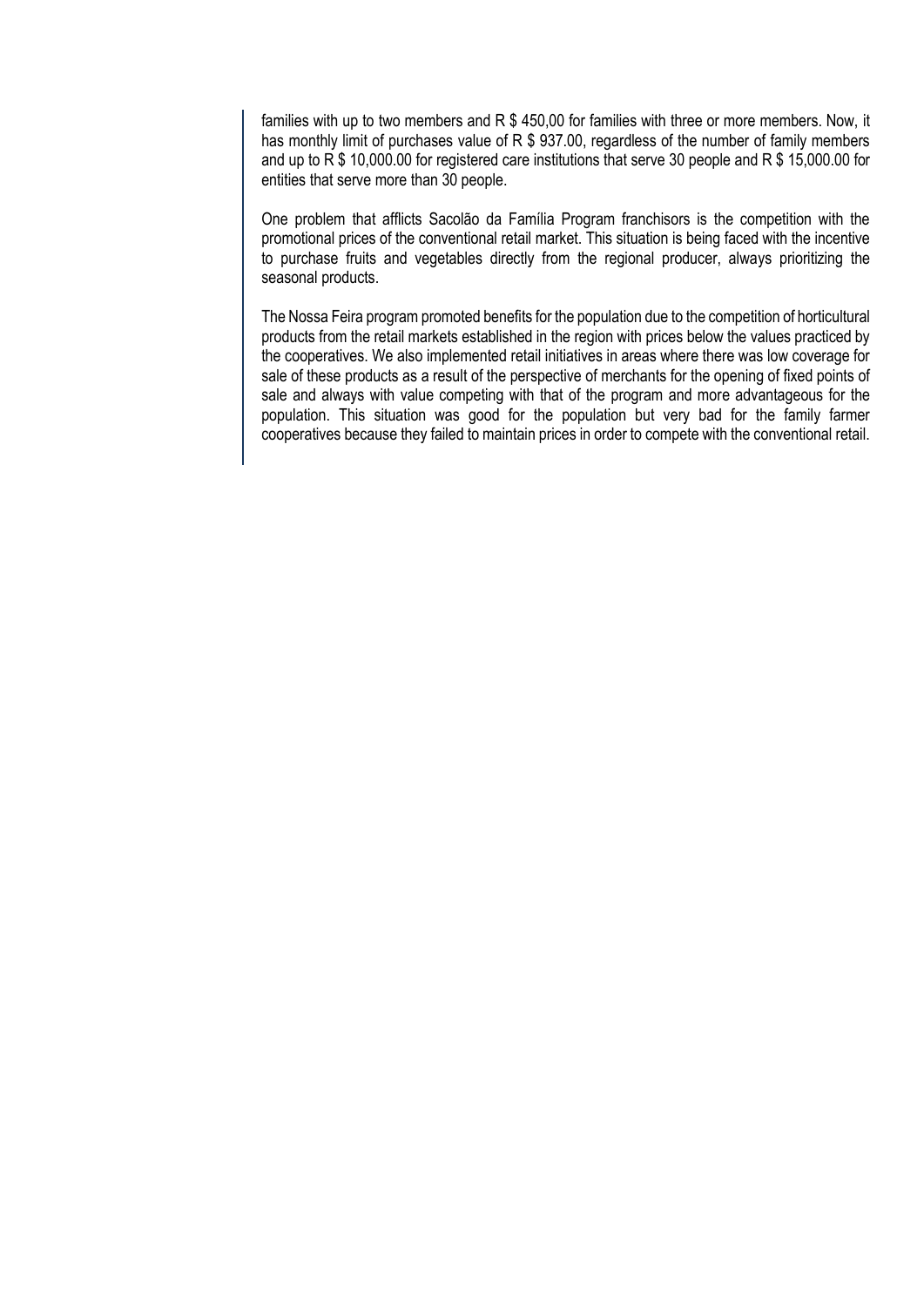families with up to two members and R $ 450,00 for families with three or more members. Now, it has monthly limit of purchases value of R $ 937.00, regardless of the number of family members and up to R $ 10,000.00 for registered care institutions that serve 30 people and R $ 15,000.00 for entities that serve more than 30 people.

One problem that afflicts Sacolão da Família Program franchisors is the competition with the promotional prices of the conventional retail market. This situation is being faced with the incentive to purchase fruits and vegetables directly from the regional producer, always prioritizing the seasonal products.

The Nossa Feira program promoted benefits for the population due to the competition of horticultural products from the retail markets established in the region with prices below the values practiced by the cooperatives. We also implemented retail initiatives in areas where there was low coverage for sale of these products as a result of the perspective of merchants for the opening of fixed points of sale and always with value competing with that of the program and more advantageous for the population. This situation was good for the population but very bad for the family farmer cooperatives because they failed to maintain prices in order to compete with the conventional retail.